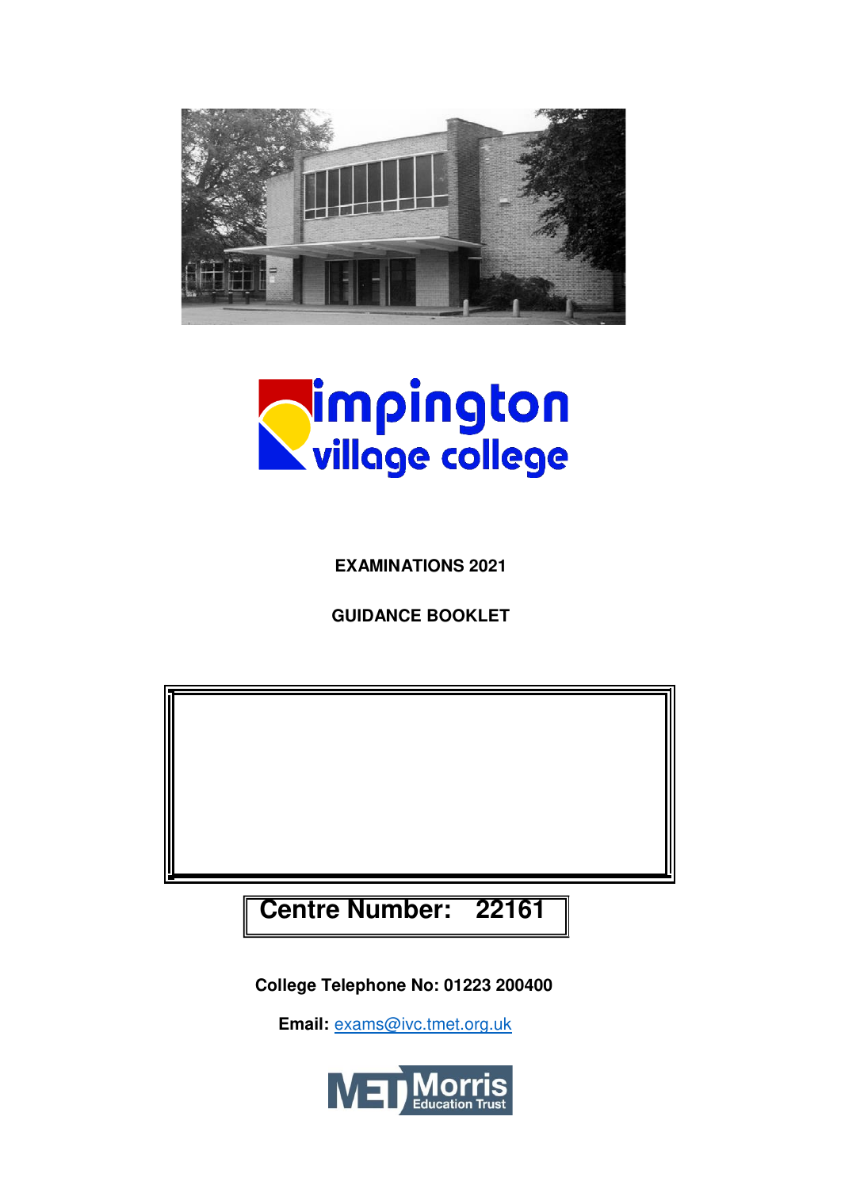impington village college

**EXAMINATIONS 2021**

**GUIDANCE BOOKLET**

**Centre Number: 22161**

**College Telephone No: 01223 200400**

**Email:** exams@ivc.tmet.org.uk

Morris Education Trust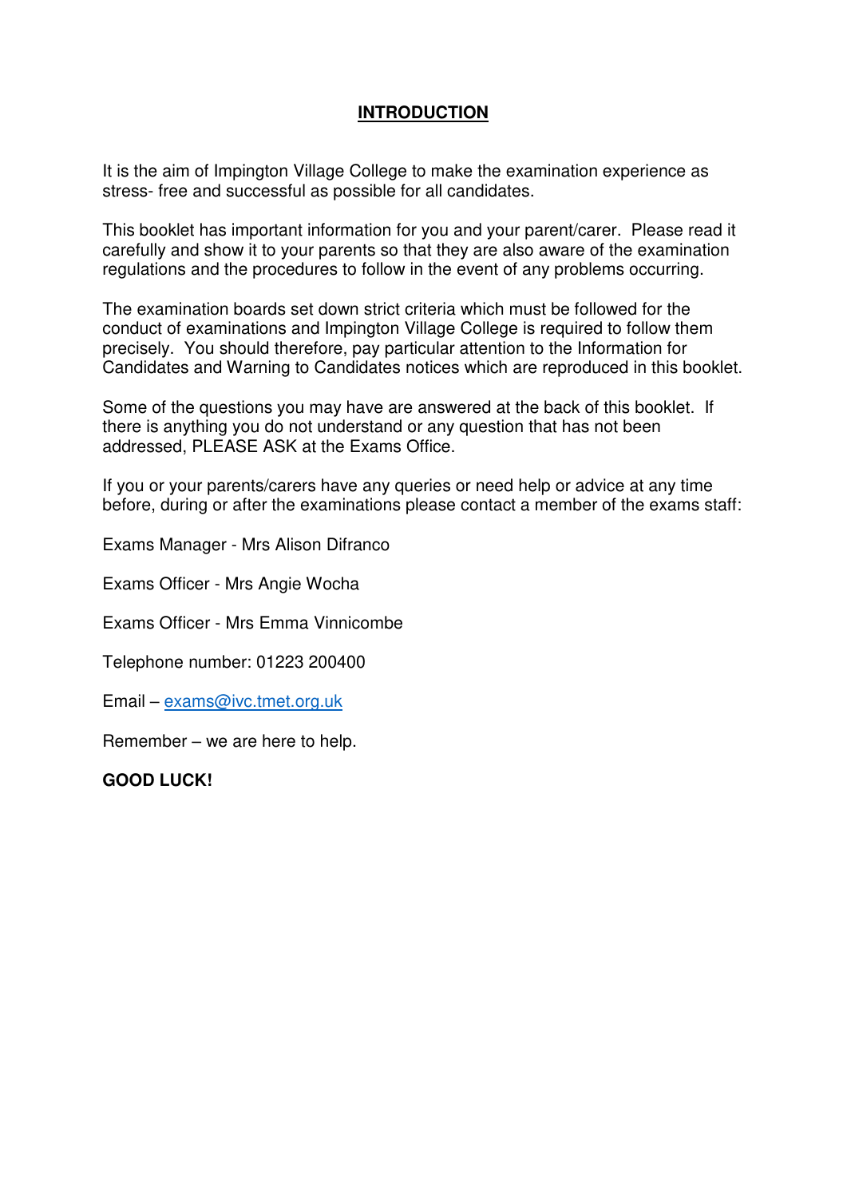# INTRODUCTION

It is the aim of Impington Village College to make the examination experience as stress- free and successful as possible for all candidates.

This booklet has important information for you and your parent/carer. Please read it carefully and show it to your parents so that they are also aware of the examination regulations and the procedures to follow in the event of any problems occurring.

The examination boards set down strict criteria which must be followed for the conduct of examinations and Impington Village College is required to follow them precisely. You should therefore, pay particular attention to the Information for Candidates and Warning to Candidates notices which are reproduced in this booklet.

Some of the questions you may have are answered at the back of this booklet. If there is anything you do not understand or any question that has not been addressed, PLEASE ASK at the Exams Office.

If you or your parents/carers have any queries or need help or advice at any time before, during or after the examinations please contact a member of the exams staff:

Exams Manager - Mrs Alison Difranco

Exams Officer - Mrs Angie Wocha

Exams Officer - Mrs Emma Vinnicombe

Telephone number: 01223 200400

Email – exams@ivc.tmet.org.uk

Remember – we are here to help.

**GOOD LUCK!**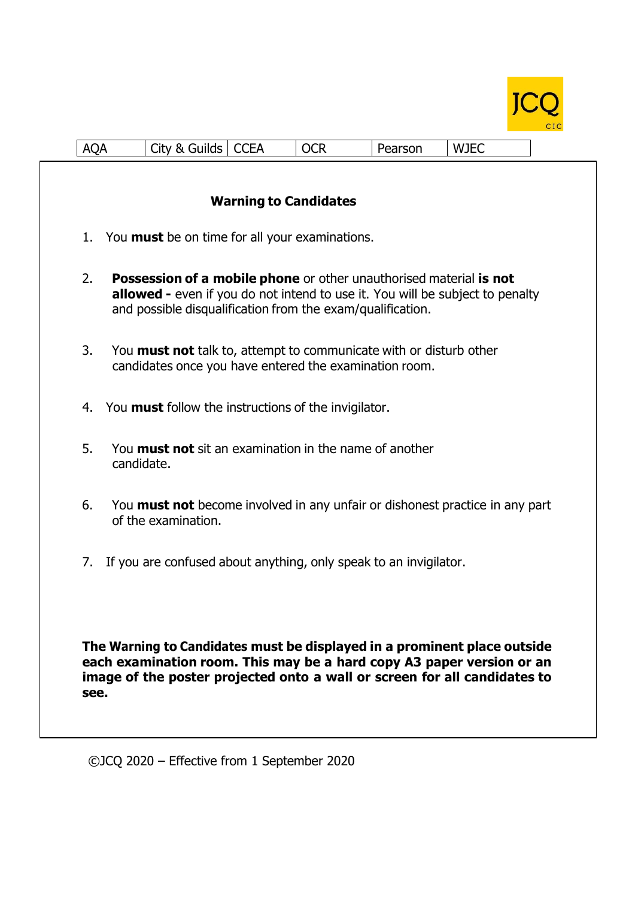JCQ CIC

| AQA | City & Guilds | CCEA | OCR | Pearson | WJEC |
|---|---|---|---|---|---|

## Warning to Candidates

1. You **must** be on time for all your examinations.

2. **Possession of a mobile phone** or other unauthorised material **is not allowed -** even if you do not intend to use it. You will be subject to penalty and possible disqualification from the exam/qualification.

3. You **must not** talk to, attempt to communicate with or disturb other candidates once you have entered the examination room.

4. You **must** follow the instructions of the invigilator.

5. You **must not** sit an examination in the name of another candidate.

6. You **must not** become involved in any unfair or dishonest practice in any part of the examination.

7. If you are confused about anything, only speak to an invigilator.

**The Warning to Candidates must be displayed in a prominent place outside each examination room. This may be a hard copy A3 paper version or an image of the poster projected onto a wall or screen for all candidates to see.**

©JCQ 2020 – Effective from 1 September 2020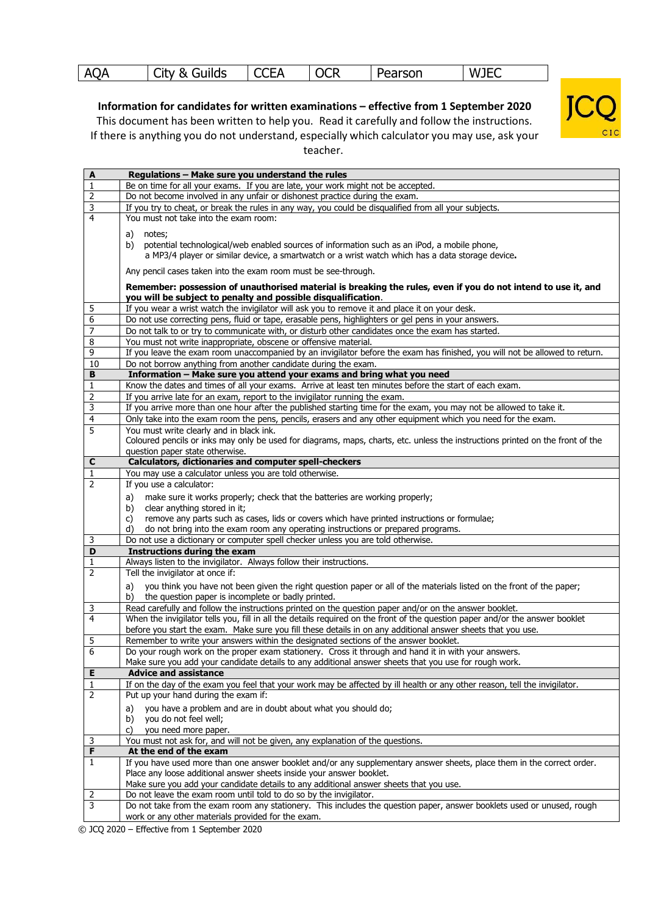| AQA | City & Guilds | CCEA | OCR | Pearson | WJEC |
|---|---|---|---|---|---|

JCQ CIC

**Information for candidates for written examinations – effective from 1 September 2020**

This document has been written to help you. Read it carefully and follow the instructions. If there is anything you do not understand, especially which calculator you may use, ask your teacher.

| **A** | **Regulations – Make sure you understand the rules** |
|---|---|
| 1 | Be on time for all your exams. If you are late, your work might not be accepted. |
| 2 | Do not become involved in any unfair or dishonest practice during the exam. |
| 3 | If you try to cheat, or break the rules in any way, you could be disqualified from all your subjects. |
| 4 | You must not take into the exam room:<br>a) notes;<br>b) potential technological/web enabled sources of information such as an iPod, a mobile phone, a MP3/4 player or similar device, a smartwatch or a wrist watch which has a data storage device**.**<br>Any pencil cases taken into the exam room must be see-through.<br>**Remember: possession of unauthorised material is breaking the rules, even if you do not intend to use it, and you will be subject to penalty and possible disqualification**. |
| 5 | If you wear a wrist watch the invigilator will ask you to remove it and place it on your desk. |
| 6 | Do not use correcting pens, fluid or tape, erasable pens, highlighters or gel pens in your answers. |
| 7 | Do not talk to or try to communicate with, or disturb other candidates once the exam has started. |
| 8 | You must not write inappropriate, obscene or offensive material. |
| 9 | If you leave the exam room unaccompanied by an invigilator before the exam has finished, you will not be allowed to return. |
| 10 | Do not borrow anything from another candidate during the exam. |
| **B** | **Information – Make sure you attend your exams and bring what you need** |
| 1 | Know the dates and times of all your exams. Arrive at least ten minutes before the start of each exam. |
| 2 | If you arrive late for an exam, report to the invigilator running the exam. |
| 3 | If you arrive more than one hour after the published starting time for the exam, you may not be allowed to take it. |
| 4 | Only take into the exam room the pens, pencils, erasers and any other equipment which you need for the exam. |
| 5 | You must write clearly and in black ink.<br>Coloured pencils or inks may only be used for diagrams, maps, charts, etc. unless the instructions printed on the front of the question paper state otherwise. |
| **C** | **Calculators, dictionaries and computer spell-checkers** |
| 1 | You may use a calculator unless you are told otherwise. |
| 2 | If you use a calculator:<br>a) make sure it works properly; check that the batteries are working properly;<br>b) clear anything stored in it;<br>c) remove any parts such as cases, lids or covers which have printed instructions or formulae;<br>d) do not bring into the exam room any operating instructions or prepared programs. |
| 3 | Do not use a dictionary or computer spell checker unless you are told otherwise. |
| **D** | **Instructions during the exam** |
| 1 | Always listen to the invigilator. Always follow their instructions. |
| 2 | Tell the invigilator at once if:<br>a) you think you have not been given the right question paper or all of the materials listed on the front of the paper;<br>b) the question paper is incomplete or badly printed. |
| 3 | Read carefully and follow the instructions printed on the question paper and/or on the answer booklet. |
| 4 | When the invigilator tells you, fill in all the details required on the front of the question paper and/or the answer booklet before you start the exam. Make sure you fill these details in on any additional answer sheets that you use. |
| 5 | Remember to write your answers within the designated sections of the answer booklet. |
| 6 | Do your rough work on the proper exam stationery. Cross it through and hand it in with your answers.<br>Make sure you add your candidate details to any additional answer sheets that you use for rough work. |
| **E** | **Advice and assistance** |
| 1 | If on the day of the exam you feel that your work may be affected by ill health or any other reason, tell the invigilator. |
| 2 | Put up your hand during the exam if:<br>a) you have a problem and are in doubt about what you should do;<br>b) you do not feel well;<br>c) you need more paper. |
| 3 | You must not ask for, and will not be given, any explanation of the questions. |
| **F** | **At the end of the exam** |
| 1 | If you have used more than one answer booklet and/or any supplementary answer sheets, place them in the correct order.<br>Place any loose additional answer sheets inside your answer booklet.<br>Make sure you add your candidate details to any additional answer sheets that you use. |
| 2 | Do not leave the exam room until told to do so by the invigilator. |
| 3 | Do not take from the exam room any stationery. This includes the question paper, answer booklets used or unused, rough work or any other materials provided for the exam. |

© JCQ 2020 – Effective from 1 September 2020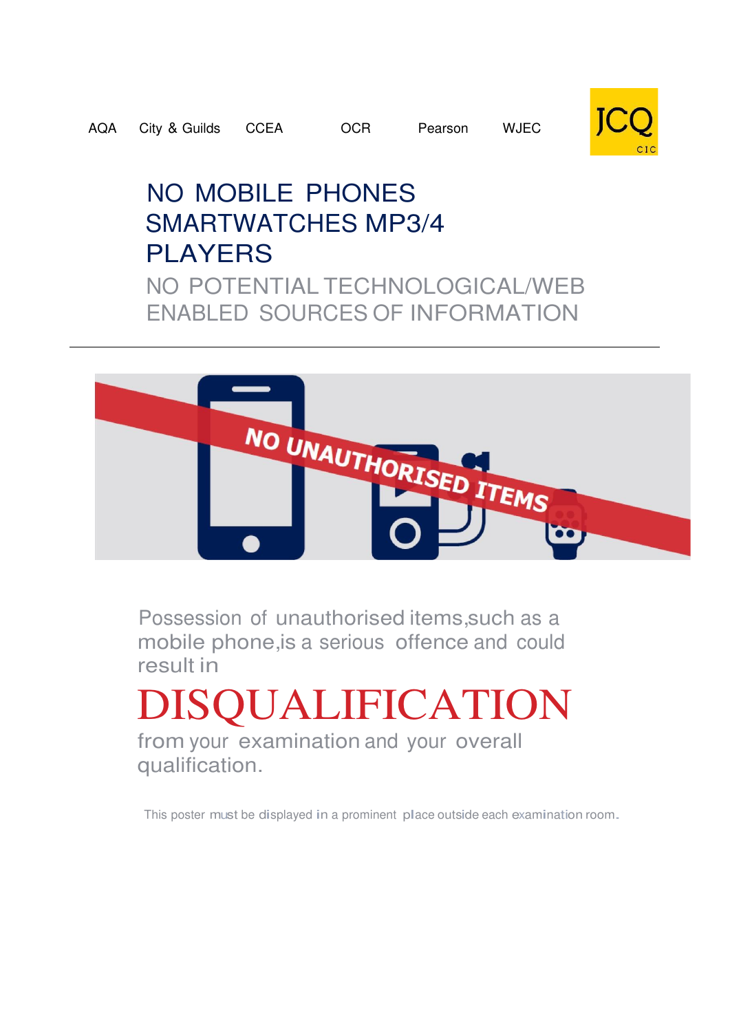AQA City & Guilds CCEA OCR Pearson WJEC

JCQ CIC

# NO MOBILE PHONES SMARTWATCHES MP3/4 PLAYERS

## NO POTENTIAL TECHNOLOGICAL/WEB ENABLED SOURCES OF INFORMATION

---

NO UNAUTHORISED ITEMS

Possession of unauthorised items,such as a mobile phone,is a serious offence and could result in

# DISQUALIFICATION

from your examination and your overall qualification.

This poster must be displayed in a prominent place outside each examination room.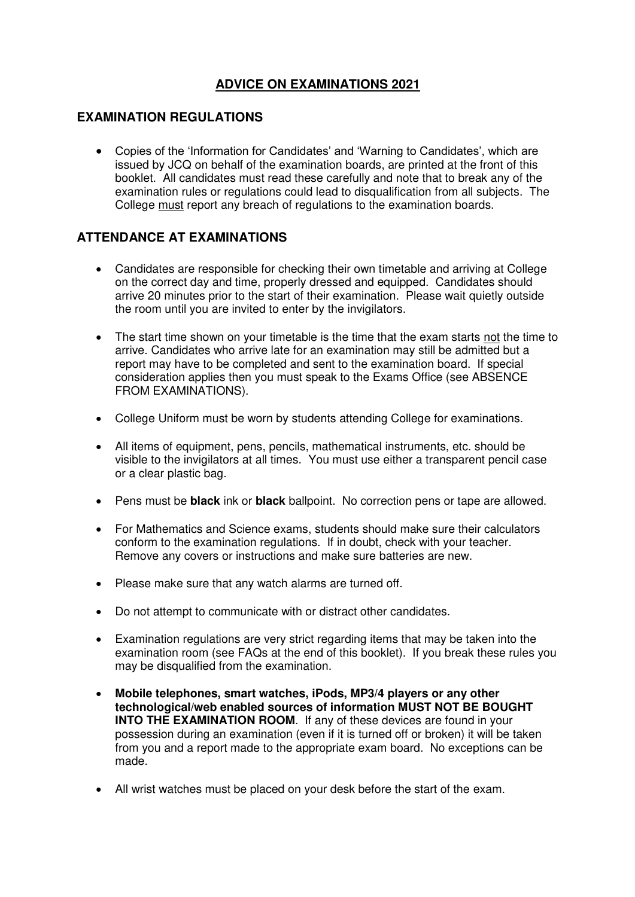# <u>ADVICE ON EXAMINATIONS 2021</u>

## EXAMINATION REGULATIONS

- Copies of the 'Information for Candidates' and 'Warning to Candidates', which are issued by JCQ on behalf of the examination boards, are printed at the front of this booklet. All candidates must read these carefully and note that to break any of the examination rules or regulations could lead to disqualification from all subjects. The College <u>must</u> report any breach of regulations to the examination boards.

## ATTENDANCE AT EXAMINATIONS

- Candidates are responsible for checking their own timetable and arriving at College on the correct day and time, properly dressed and equipped. Candidates should arrive 20 minutes prior to the start of their examination. Please wait quietly outside the room until you are invited to enter by the invigilators.

- The start time shown on your timetable is the time that the exam starts <u>not</u> the time to arrive. Candidates who arrive late for an examination may still be admitted but a report may have to be completed and sent to the examination board. If special consideration applies then you must speak to the Exams Office (see ABSENCE FROM EXAMINATIONS).

- College Uniform must be worn by students attending College for examinations.

- All items of equipment, pens, pencils, mathematical instruments, etc. should be visible to the invigilators at all times. You must use either a transparent pencil case or a clear plastic bag.

- Pens must be **black** ink or **black** ballpoint. No correction pens or tape are allowed.

- For Mathematics and Science exams, students should make sure their calculators conform to the examination regulations. If in doubt, check with your teacher. Remove any covers or instructions and make sure batteries are new.

- Please make sure that any watch alarms are turned off.

- Do not attempt to communicate with or distract other candidates.

- Examination regulations are very strict regarding items that may be taken into the examination room (see FAQs at the end of this booklet). If you break these rules you may be disqualified from the examination.

- **Mobile telephones, smart watches, iPods, MP3/4 players or any other technological/web enabled sources of information MUST NOT BE BOUGHT INTO THE EXAMINATION ROOM**. If any of these devices are found in your possession during an examination (even if it is turned off or broken) it will be taken from you and a report made to the appropriate exam board. No exceptions can be made.

- All wrist watches must be placed on your desk before the start of the exam.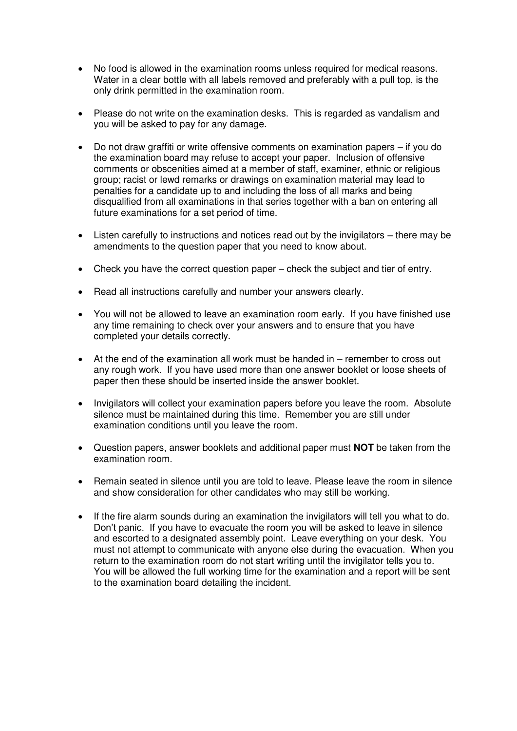- No food is allowed in the examination rooms unless required for medical reasons. Water in a clear bottle with all labels removed and preferably with a pull top, is the only drink permitted in the examination room.

- Please do not write on the examination desks. This is regarded as vandalism and you will be asked to pay for any damage.

- Do not draw graffiti or write offensive comments on examination papers – if you do the examination board may refuse to accept your paper. Inclusion of offensive comments or obscenities aimed at a member of staff, examiner, ethnic or religious group; racist or lewd remarks or drawings on examination material may lead to penalties for a candidate up to and including the loss of all marks and being disqualified from all examinations in that series together with a ban on entering all future examinations for a set period of time.

- Listen carefully to instructions and notices read out by the invigilators – there may be amendments to the question paper that you need to know about.

- Check you have the correct question paper – check the subject and tier of entry.

- Read all instructions carefully and number your answers clearly.

- You will not be allowed to leave an examination room early. If you have finished use any time remaining to check over your answers and to ensure that you have completed your details correctly.

- At the end of the examination all work must be handed in – remember to cross out any rough work. If you have used more than one answer booklet or loose sheets of paper then these should be inserted inside the answer booklet.

- Invigilators will collect your examination papers before you leave the room. Absolute silence must be maintained during this time. Remember you are still under examination conditions until you leave the room.

- Question papers, answer booklets and additional paper must **NOT** be taken from the examination room.

- Remain seated in silence until you are told to leave. Please leave the room in silence and show consideration for other candidates who may still be working.

- If the fire alarm sounds during an examination the invigilators will tell you what to do. Don't panic. If you have to evacuate the room you will be asked to leave in silence and escorted to a designated assembly point. Leave everything on your desk. You must not attempt to communicate with anyone else during the evacuation. When you return to the examination room do not start writing until the invigilator tells you to. You will be allowed the full working time for the examination and a report will be sent to the examination board detailing the incident.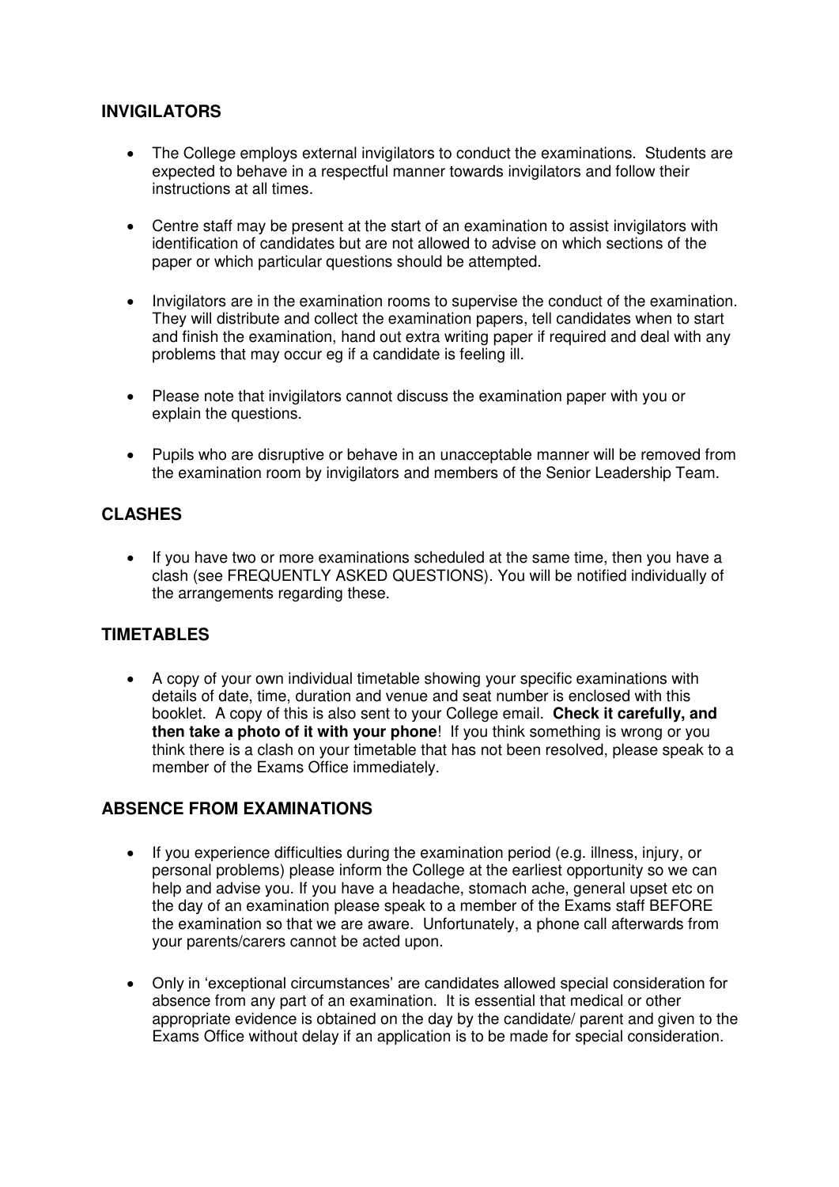## INVIGILATORS

- The College employs external invigilators to conduct the examinations. Students are expected to behave in a respectful manner towards invigilators and follow their instructions at all times.

- Centre staff may be present at the start of an examination to assist invigilators with identification of candidates but are not allowed to advise on which sections of the paper or which particular questions should be attempted.

- Invigilators are in the examination rooms to supervise the conduct of the examination. They will distribute and collect the examination papers, tell candidates when to start and finish the examination, hand out extra writing paper if required and deal with any problems that may occur eg if a candidate is feeling ill.

- Please note that invigilators cannot discuss the examination paper with you or explain the questions.

- Pupils who are disruptive or behave in an unacceptable manner will be removed from the examination room by invigilators and members of the Senior Leadership Team.

## CLASHES

- If you have two or more examinations scheduled at the same time, then you have a clash (see FREQUENTLY ASKED QUESTIONS). You will be notified individually of the arrangements regarding these.

## TIMETABLES

- A copy of your own individual timetable showing your specific examinations with details of date, time, duration and venue and seat number is enclosed with this booklet. A copy of this is also sent to your College email. **Check it carefully, and then take a photo of it with your phone**! If you think something is wrong or you think there is a clash on your timetable that has not been resolved, please speak to a member of the Exams Office immediately.

## ABSENCE FROM EXAMINATIONS

- If you experience difficulties during the examination period (e.g. illness, injury, or personal problems) please inform the College at the earliest opportunity so we can help and advise you. If you have a headache, stomach ache, general upset etc on the day of an examination please speak to a member of the Exams staff BEFORE the examination so that we are aware. Unfortunately, a phone call afterwards from your parents/carers cannot be acted upon.

- Only in 'exceptional circumstances' are candidates allowed special consideration for absence from any part of an examination. It is essential that medical or other appropriate evidence is obtained on the day by the candidate/ parent and given to the Exams Office without delay if an application is to be made for special consideration.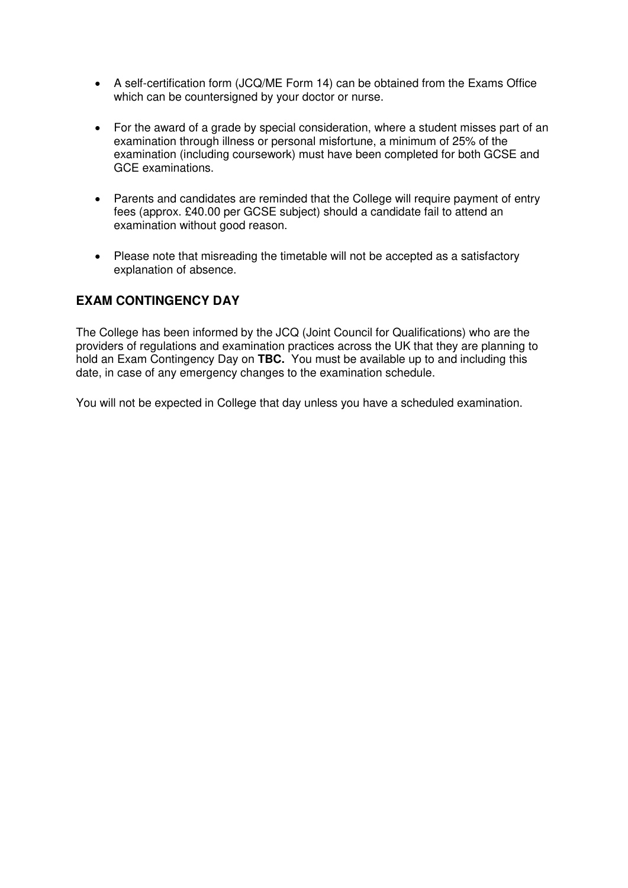- A self-certification form (JCQ/ME Form 14) can be obtained from the Exams Office which can be countersigned by your doctor or nurse.

- For the award of a grade by special consideration, where a student misses part of an examination through illness or personal misfortune, a minimum of 25% of the examination (including coursework) must have been completed for both GCSE and GCE examinations.

- Parents and candidates are reminded that the College will require payment of entry fees (approx. £40.00 per GCSE subject) should a candidate fail to attend an examination without good reason.

- Please note that misreading the timetable will not be accepted as a satisfactory explanation of absence.

## EXAM CONTINGENCY DAY

The College has been informed by the JCQ (Joint Council for Qualifications) who are the providers of regulations and examination practices across the UK that they are planning to hold an Exam Contingency Day on **TBC.** You must be available up to and including this date, in case of any emergency changes to the examination schedule.

You will not be expected in College that day unless you have a scheduled examination.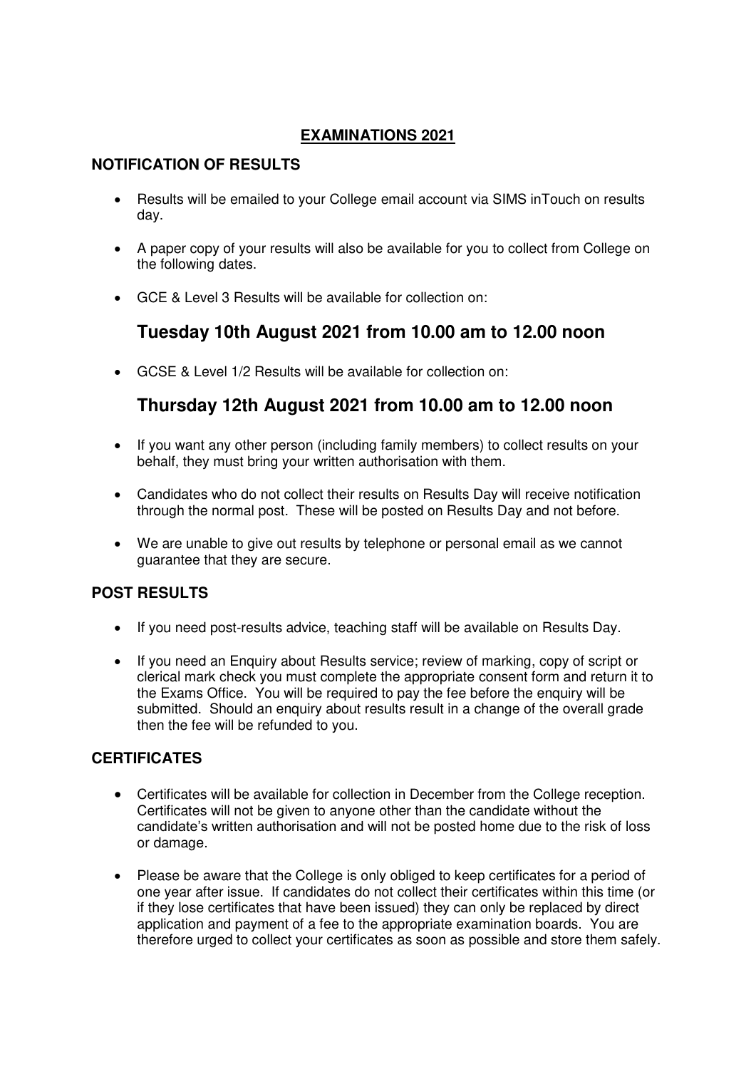# EXAMINATIONS 2021

## NOTIFICATION OF RESULTS

- Results will be emailed to your College email account via SIMS inTouch on results day.
- A paper copy of your results will also be available for you to collect from College on the following dates.
- GCE & Level 3 Results will be available for collection on:

### Tuesday 10th August 2021 from 10.00 am to 12.00 noon

- GCSE & Level 1/2 Results will be available for collection on:

### Thursday 12th August 2021 from 10.00 am to 12.00 noon

- If you want any other person (including family members) to collect results on your behalf, they must bring your written authorisation with them.
- Candidates who do not collect their results on Results Day will receive notification through the normal post. These will be posted on Results Day and not before.
- We are unable to give out results by telephone or personal email as we cannot guarantee that they are secure.

## POST RESULTS

- If you need post-results advice, teaching staff will be available on Results Day.
- If you need an Enquiry about Results service; review of marking, copy of script or clerical mark check you must complete the appropriate consent form and return it to the Exams Office. You will be required to pay the fee before the enquiry will be submitted. Should an enquiry about results result in a change of the overall grade then the fee will be refunded to you.

## CERTIFICATES

- Certificates will be available for collection in December from the College reception. Certificates will not be given to anyone other than the candidate without the candidate's written authorisation and will not be posted home due to the risk of loss or damage.
- Please be aware that the College is only obliged to keep certificates for a period of one year after issue. If candidates do not collect their certificates within this time (or if they lose certificates that have been issued) they can only be replaced by direct application and payment of a fee to the appropriate examination boards. You are therefore urged to collect your certificates as soon as possible and store them safely.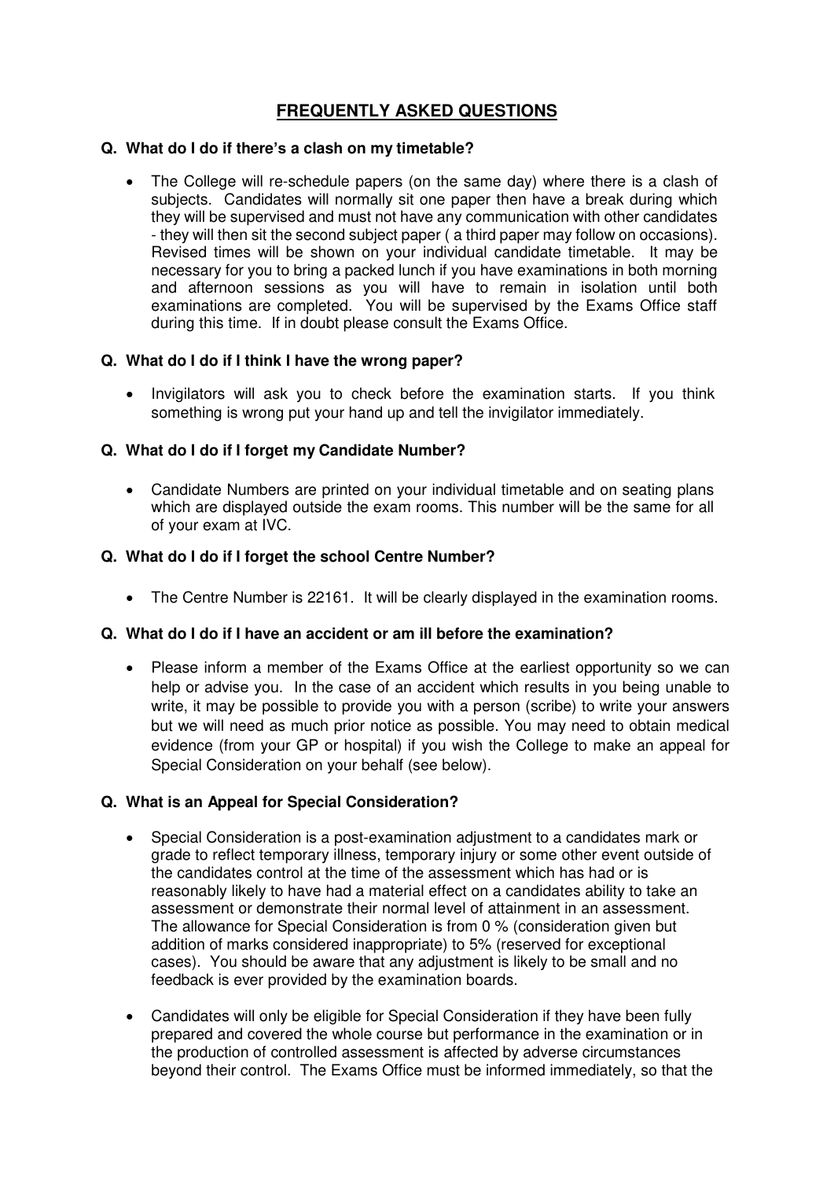# FREQUENTLY ASKED QUESTIONS

**Q. What do I do if there's a clash on my timetable?**

- The College will re-schedule papers (on the same day) where there is a clash of subjects. Candidates will normally sit one paper then have a break during which they will be supervised and must not have any communication with other candidates - they will then sit the second subject paper ( a third paper may follow on occasions). Revised times will be shown on your individual candidate timetable. It may be necessary for you to bring a packed lunch if you have examinations in both morning and afternoon sessions as you will have to remain in isolation until both examinations are completed. You will be supervised by the Exams Office staff during this time. If in doubt please consult the Exams Office.

**Q. What do I do if I think I have the wrong paper?**

- Invigilators will ask you to check before the examination starts. If you think something is wrong put your hand up and tell the invigilator immediately.

**Q. What do I do if I forget my Candidate Number?**

- Candidate Numbers are printed on your individual timetable and on seating plans which are displayed outside the exam rooms. This number will be the same for all of your exam at IVC.

**Q. What do I do if I forget the school Centre Number?**

- The Centre Number is 22161. It will be clearly displayed in the examination rooms.

**Q. What do I do if I have an accident or am ill before the examination?**

- Please inform a member of the Exams Office at the earliest opportunity so we can help or advise you. In the case of an accident which results in you being unable to write, it may be possible to provide you with a person (scribe) to write your answers but we will need as much prior notice as possible. You may need to obtain medical evidence (from your GP or hospital) if you wish the College to make an appeal for Special Consideration on your behalf (see below).

**Q. What is an Appeal for Special Consideration?**

- Special Consideration is a post-examination adjustment to a candidates mark or grade to reflect temporary illness, temporary injury or some other event outside of the candidates control at the time of the assessment which has had or is reasonably likely to have had a material effect on a candidates ability to take an assessment or demonstrate their normal level of attainment in an assessment. The allowance for Special Consideration is from 0 % (consideration given but addition of marks considered inappropriate) to 5% (reserved for exceptional cases). You should be aware that any adjustment is likely to be small and no feedback is ever provided by the examination boards.
- Candidates will only be eligible for Special Consideration if they have been fully prepared and covered the whole course but performance in the examination or in the production of controlled assessment is affected by adverse circumstances beyond their control. The Exams Office must be informed immediately, so that the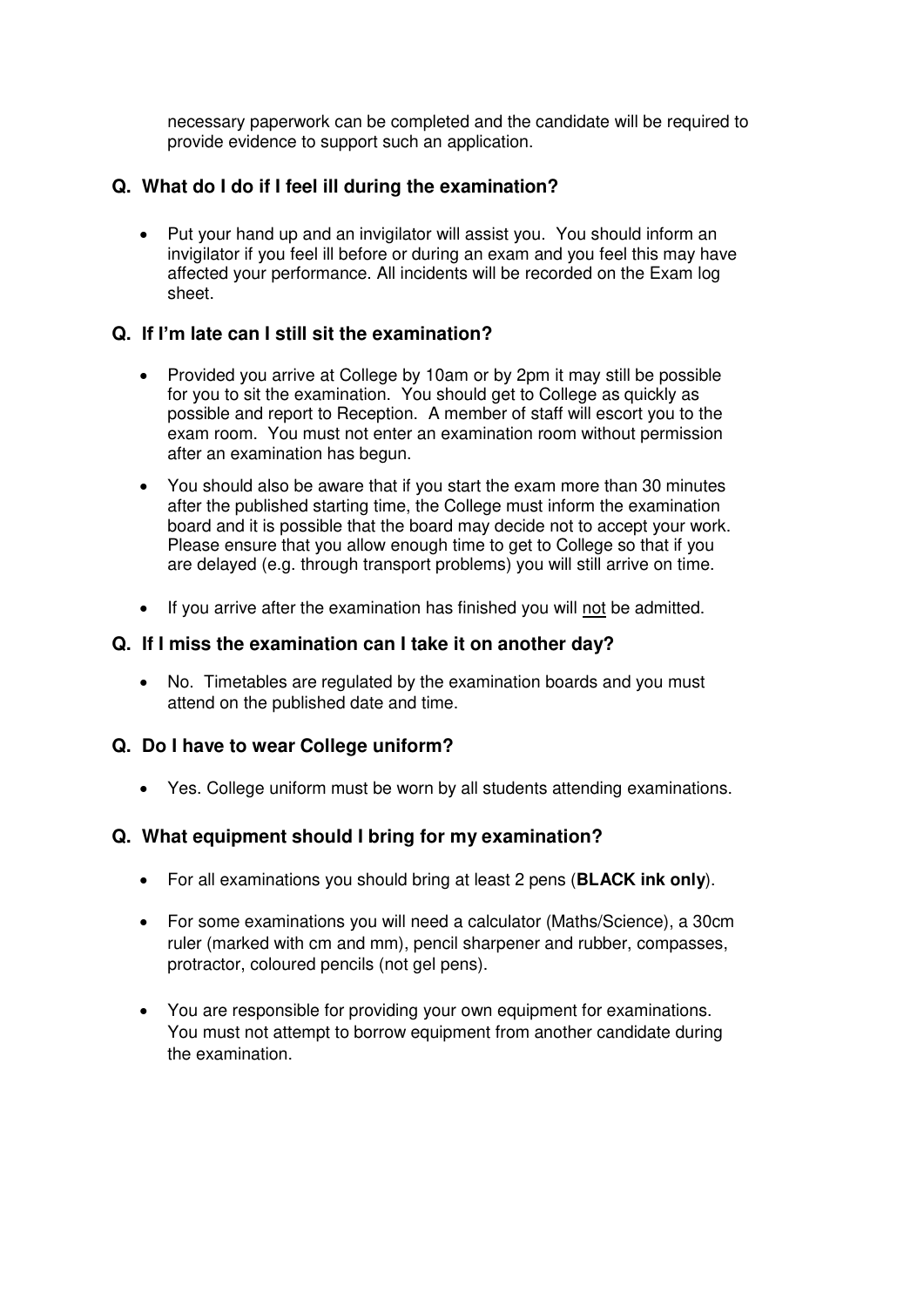necessary paperwork can be completed and the candidate will be required to provide evidence to support such an application.

### Q. What do I do if I feel ill during the examination?

- Put your hand up and an invigilator will assist you. You should inform an invigilator if you feel ill before or during an exam and you feel this may have affected your performance. All incidents will be recorded on the Exam log sheet.

### Q. If I'm late can I still sit the examination?

- Provided you arrive at College by 10am or by 2pm it may still be possible for you to sit the examination. You should get to College as quickly as possible and report to Reception. A member of staff will escort you to the exam room. You must not enter an examination room without permission after an examination has begun.
- You should also be aware that if you start the exam more than 30 minutes after the published starting time, the College must inform the examination board and it is possible that the board may decide not to accept your work. Please ensure that you allow enough time to get to College so that if you are delayed (e.g. through transport problems) you will still arrive on time.
- If you arrive after the examination has finished you will <u>not</u> be admitted.

### Q. If I miss the examination can I take it on another day?

- No. Timetables are regulated by the examination boards and you must attend on the published date and time.

### Q. Do I have to wear College uniform?

- Yes. College uniform must be worn by all students attending examinations.

### Q. What equipment should I bring for my examination?

- For all examinations you should bring at least 2 pens (**BLACK ink only**).
- For some examinations you will need a calculator (Maths/Science), a 30cm ruler (marked with cm and mm), pencil sharpener and rubber, compasses, protractor, coloured pencils (not gel pens).
- You are responsible for providing your own equipment for examinations. You must not attempt to borrow equipment from another candidate during the examination.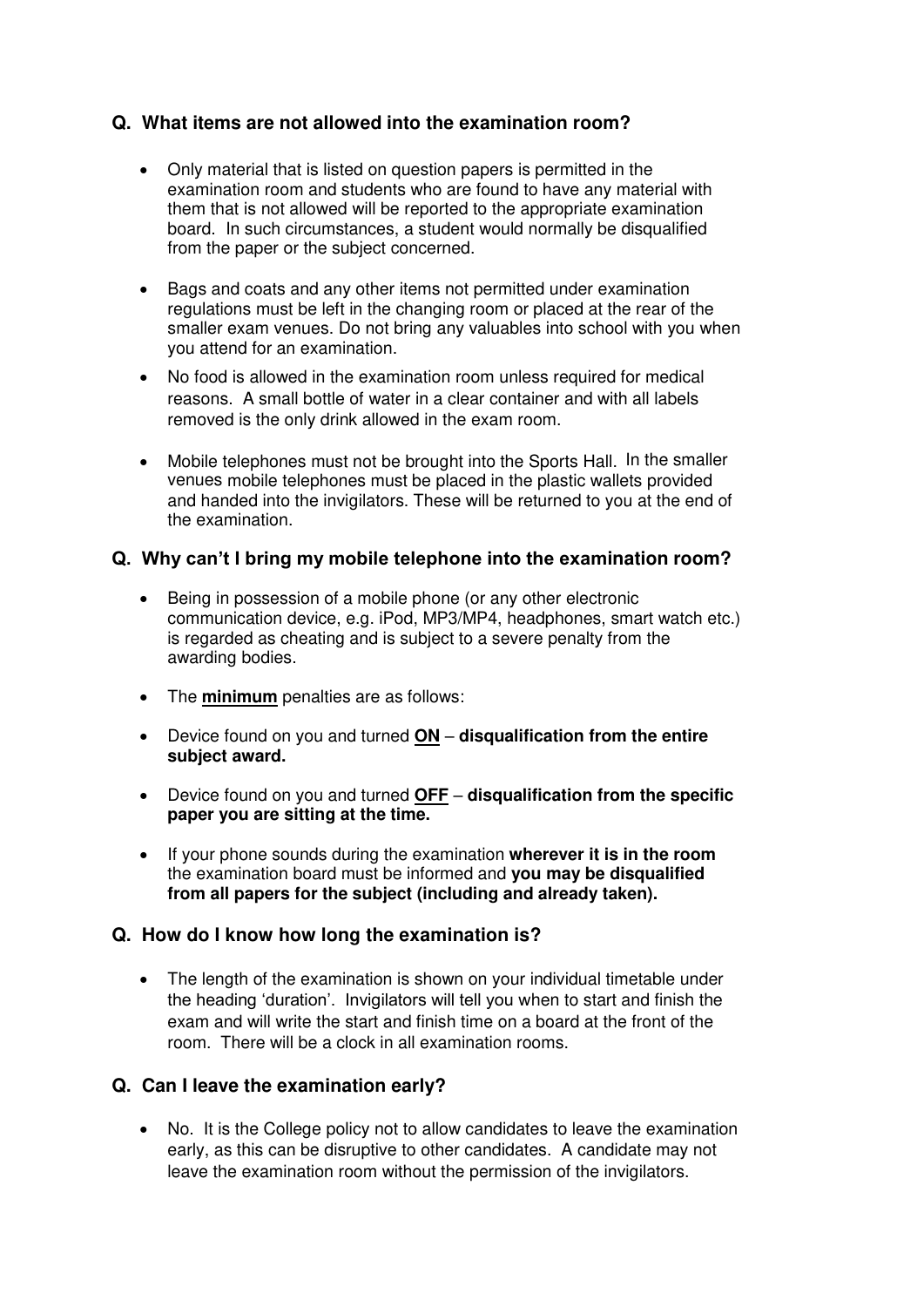## Q. What items are not allowed into the examination room?

- Only material that is listed on question papers is permitted in the examination room and students who are found to have any material with them that is not allowed will be reported to the appropriate examination board. In such circumstances, a student would normally be disqualified from the paper or the subject concerned.
- Bags and coats and any other items not permitted under examination regulations must be left in the changing room or placed at the rear of the smaller exam venues. Do not bring any valuables into school with you when you attend for an examination.
- No food is allowed in the examination room unless required for medical reasons. A small bottle of water in a clear container and with all labels removed is the only drink allowed in the exam room.
- Mobile telephones must not be brought into the Sports Hall. In the smaller venues mobile telephones must be placed in the plastic wallets provided and handed into the invigilators. These will be returned to you at the end of the examination.

## Q. Why can't I bring my mobile telephone into the examination room?

- Being in possession of a mobile phone (or any other electronic communication device, e.g. iPod, MP3/MP4, headphones, smart watch etc.) is regarded as cheating and is subject to a severe penalty from the awarding bodies.
- The **minimum** penalties are as follows:
- Device found on you and turned **ON** – **disqualification from the entire subject award.**
- Device found on you and turned **OFF** – **disqualification from the specific paper you are sitting at the time.**
- If your phone sounds during the examination **wherever it is in the room** the examination board must be informed and **you may be disqualified from all papers for the subject (including and already taken).**

## Q. How do I know how long the examination is?

- The length of the examination is shown on your individual timetable under the heading 'duration'. Invigilators will tell you when to start and finish the exam and will write the start and finish time on a board at the front of the room. There will be a clock in all examination rooms.

## Q. Can I leave the examination early?

- No. It is the College policy not to allow candidates to leave the examination early, as this can be disruptive to other candidates. A candidate may not leave the examination room without the permission of the invigilators.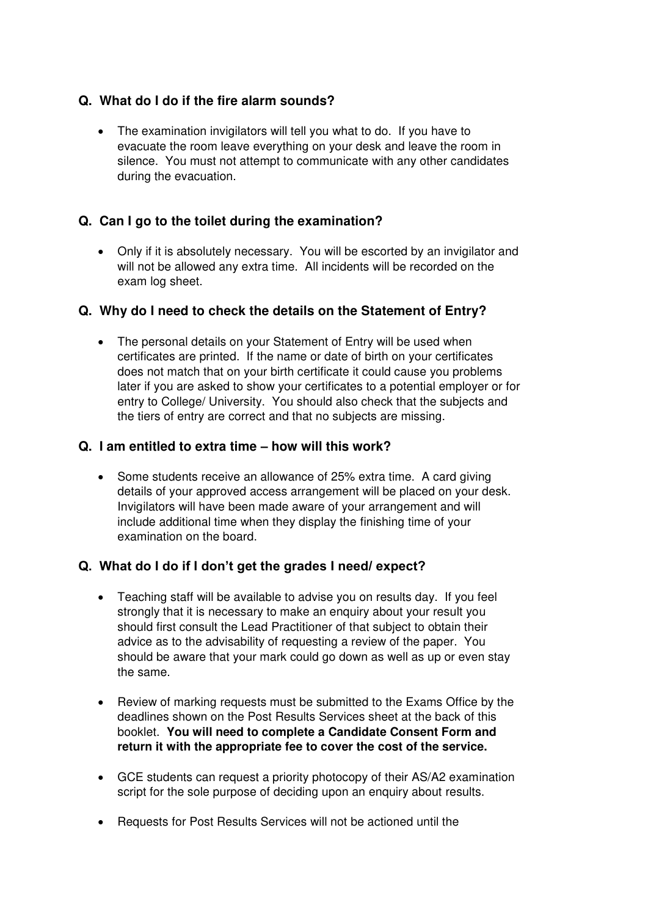### Q. What do I do if the fire alarm sounds?

- The examination invigilators will tell you what to do. If you have to evacuate the room leave everything on your desk and leave the room in silence. You must not attempt to communicate with any other candidates during the evacuation.

### Q. Can I go to the toilet during the examination?

- Only if it is absolutely necessary. You will be escorted by an invigilator and will not be allowed any extra time. All incidents will be recorded on the exam log sheet.

### Q. Why do I need to check the details on the Statement of Entry?

- The personal details on your Statement of Entry will be used when certificates are printed. If the name or date of birth on your certificates does not match that on your birth certificate it could cause you problems later if you are asked to show your certificates to a potential employer or for entry to College/ University. You should also check that the subjects and the tiers of entry are correct and that no subjects are missing.

### Q. I am entitled to extra time – how will this work?

- Some students receive an allowance of 25% extra time. A card giving details of your approved access arrangement will be placed on your desk. Invigilators will have been made aware of your arrangement and will include additional time when they display the finishing time of your examination on the board.

### Q. What do I do if I don't get the grades I need/ expect?

- Teaching staff will be available to advise you on results day. If you feel strongly that it is necessary to make an enquiry about your result you should first consult the Lead Practitioner of that subject to obtain their advice as to the advisability of requesting a review of the paper. You should be aware that your mark could go down as well as up or even stay the same.

- Review of marking requests must be submitted to the Exams Office by the deadlines shown on the Post Results Services sheet at the back of this booklet. **You will need to complete a Candidate Consent Form and return it with the appropriate fee to cover the cost of the service.**

- GCE students can request a priority photocopy of their AS/A2 examination script for the sole purpose of deciding upon an enquiry about results.

- Requests for Post Results Services will not be actioned until the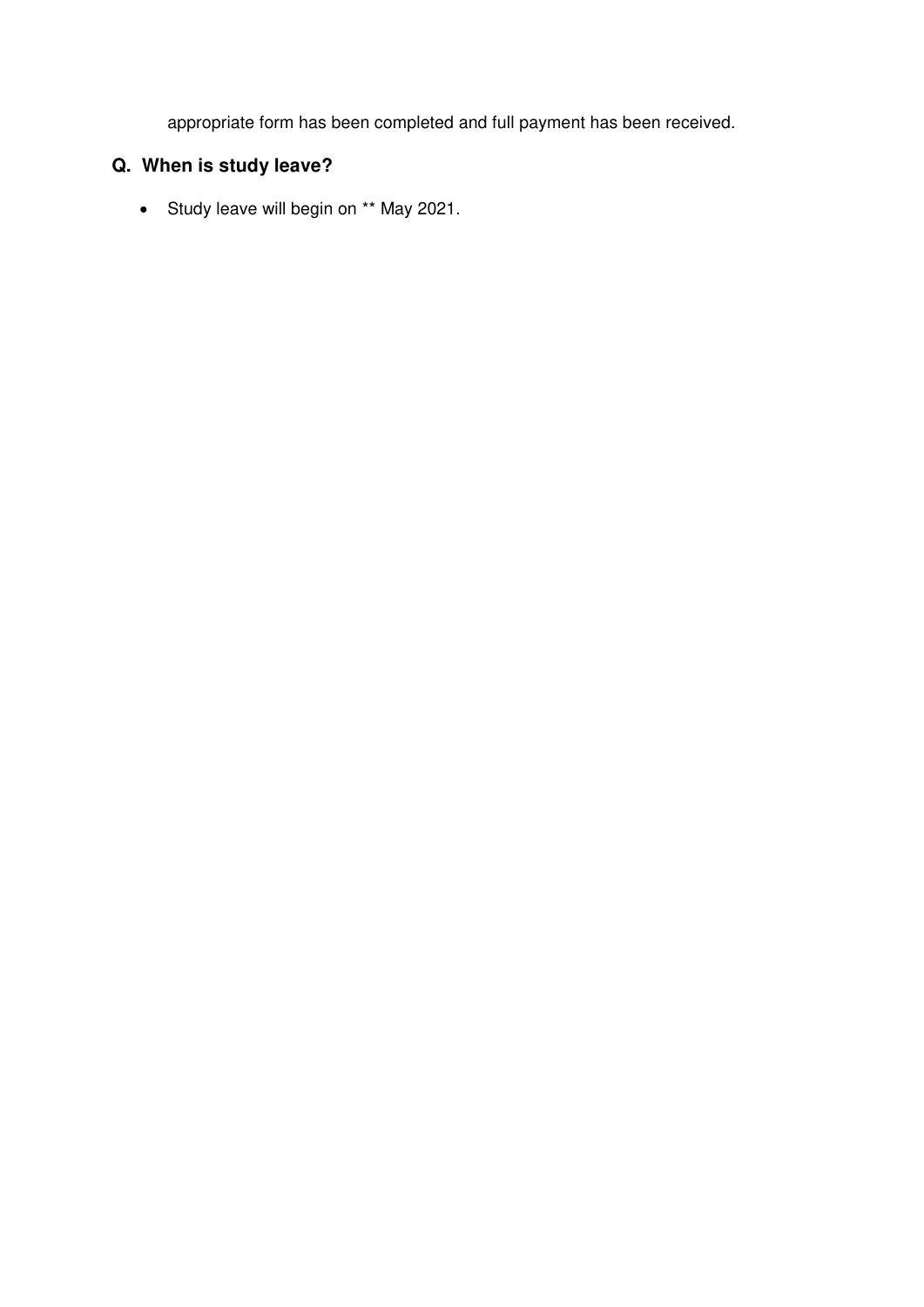appropriate form has been completed and full payment has been received.

## Q. When is study leave?

- Study leave will begin on ** May 2021.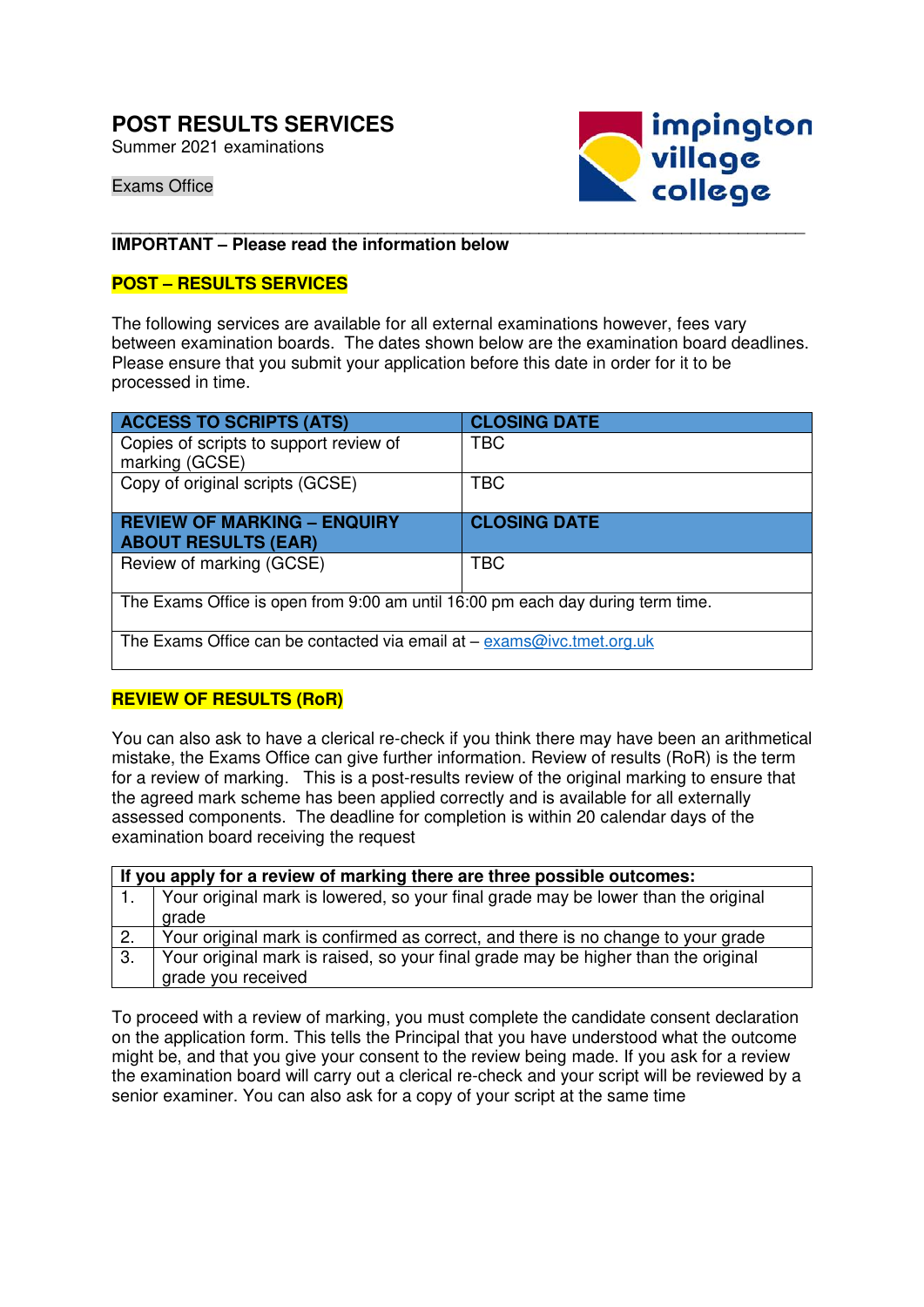# POST RESULTS SERVICES

Summer 2021 examinations

Exams Office

**IMPORTANT – Please read the information below**

## POST – RESULTS SERVICES

The following services are available for all external examinations however, fees vary between examination boards. The dates shown below are the examination board deadlines. Please ensure that you submit your application before this date in order for it to be processed in time.

| ACCESS TO SCRIPTS (ATS) | CLOSING DATE |
|---|---|
| Copies of scripts to support review of marking (GCSE) | TBC |
| Copy of original scripts (GCSE) | TBC |
| **REVIEW OF MARKING – ENQUIRY ABOUT RESULTS (EAR)** | **CLOSING DATE** |
| Review of marking (GCSE) | TBC |
| The Exams Office is open from 9:00 am until 16:00 pm each day during term time. | |
| The Exams Office can be contacted via email at – exams@ivc.tmet.org.uk | |

## REVIEW OF RESULTS (RoR)

You can also ask to have a clerical re-check if you think there may have been an arithmetical mistake, the Exams Office can give further information. Review of results (RoR) is the term for a review of marking. This is a post-results review of the original marking to ensure that the agreed mark scheme has been applied correctly and is available for all externally assessed components. The deadline for completion is within 20 calendar days of the examination board receiving the request

| If you apply for a review of marking there are three possible outcomes: | |
|---|---|
| 1. | Your original mark is lowered, so your final grade may be lower than the original grade |
| 2. | Your original mark is confirmed as correct, and there is no change to your grade |
| 3. | Your original mark is raised, so your final grade may be higher than the original grade you received |

To proceed with a review of marking, you must complete the candidate consent declaration on the application form. This tells the Principal that you have understood what the outcome might be, and that you give your consent to the review being made. If you ask for a review the examination board will carry out a clerical re-check and your script will be reviewed by a senior examiner. You can also ask for a copy of your script at the same time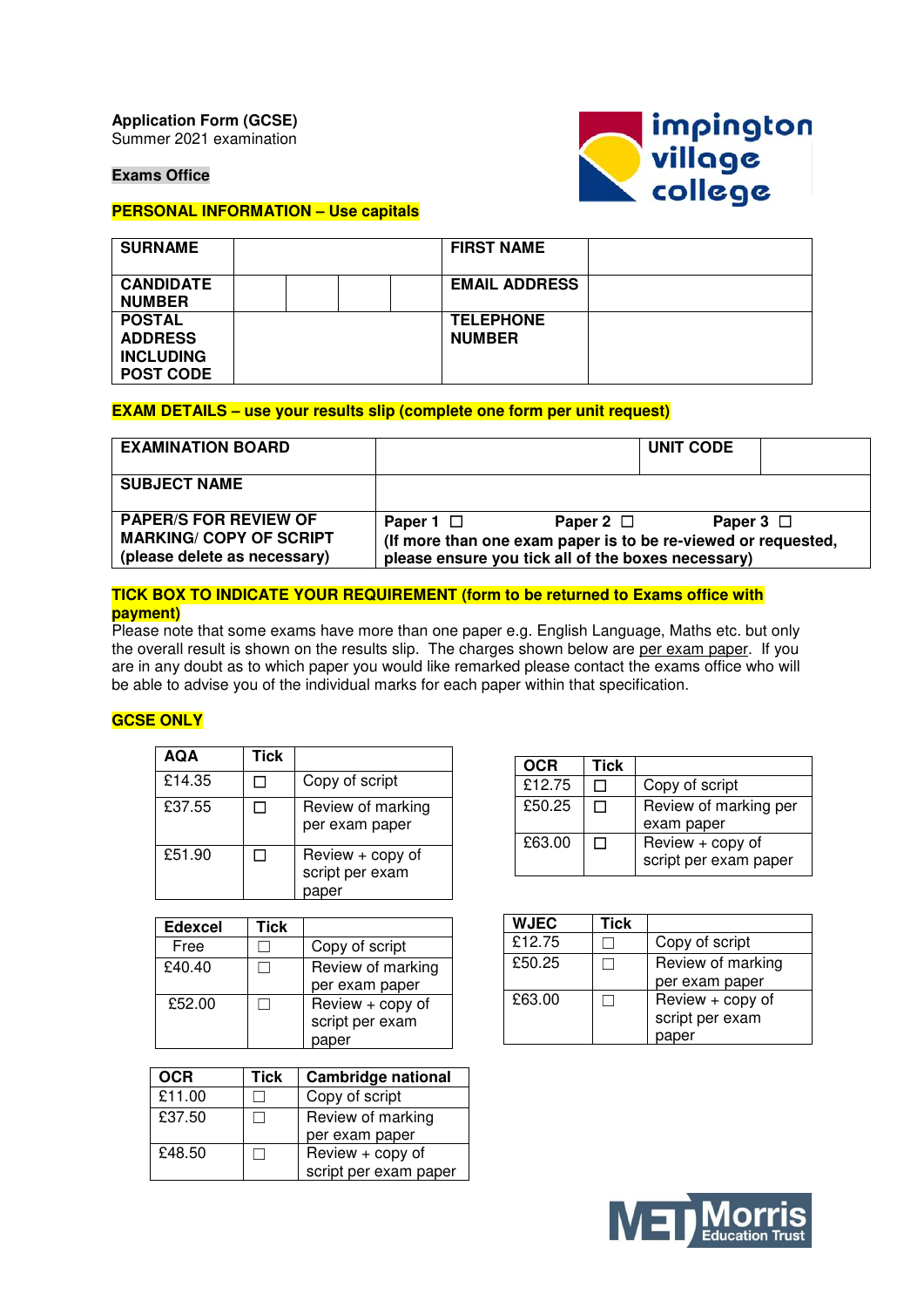**Application Form (GCSE)**
Summer 2021 examination

**Exams Office**

**PERSONAL INFORMATION – Use capitals**

| SURNAME | | | | FIRST NAME | |
|---|---|---|---|---|---|
| CANDIDATE NUMBER | | | | EMAIL ADDRESS | |
| POSTAL ADDRESS INCLUDING POST CODE | | | | TELEPHONE NUMBER | |

**EXAM DETAILS – use your results slip (complete one form per unit request)**

| EXAMINATION BOARD | | UNIT CODE | |
|---|---|---|---|
| SUBJECT NAME | | | |
| PAPER/S FOR REVIEW OF MARKING/ COPY OF SCRIPT (please delete as necessary) | Paper 1 ☐ Paper 2 ☐ Paper 3 ☐ **(If more than one exam paper is to be re-viewed or requested, please ensure you tick all of the boxes necessary)** | | |

**TICK BOX TO INDICATE YOUR REQUIREMENT (form to be returned to Exams office with payment)**

Please note that some exams have more than one paper e.g. English Language, Maths etc. but only the overall result is shown on the results slip. The charges shown below are per exam paper. If you are in any doubt as to which paper you would like remarked please contact the exams office who will be able to advise you of the individual marks for each paper within that specification.

**GCSE ONLY**

| AQA | Tick | |
|---|---|---|
| £14.35 | ☐ | Copy of script |
| £37.55 | ☐ | Review of marking per exam paper |
| £51.90 | ☐ | Review + copy of script per exam paper |

| OCR | Tick | |
|---|---|---|
| £12.75 | ☐ | Copy of script |
| £50.25 | ☐ | Review of marking per exam paper |
| £63.00 | ☐ | Review + copy of script per exam paper |

| Edexcel | Tick | |
|---|---|---|
| Free | ☐ | Copy of script |
| £40.40 | ☐ | Review of marking per exam paper |
| £52.00 | ☐ | Review + copy of script per exam paper |

| WJEC | Tick | |
|---|---|---|
| £12.75 | ☐ | Copy of script |
| £50.25 | ☐ | Review of marking per exam paper |
| £63.00 | ☐ | Review + copy of script per exam paper |

| OCR | Tick | Cambridge national |
|---|---|---|
| £11.00 | ☐ | Copy of script |
| £37.50 | ☐ | Review of marking per exam paper |
| £48.50 | ☐ | Review + copy of script per exam paper |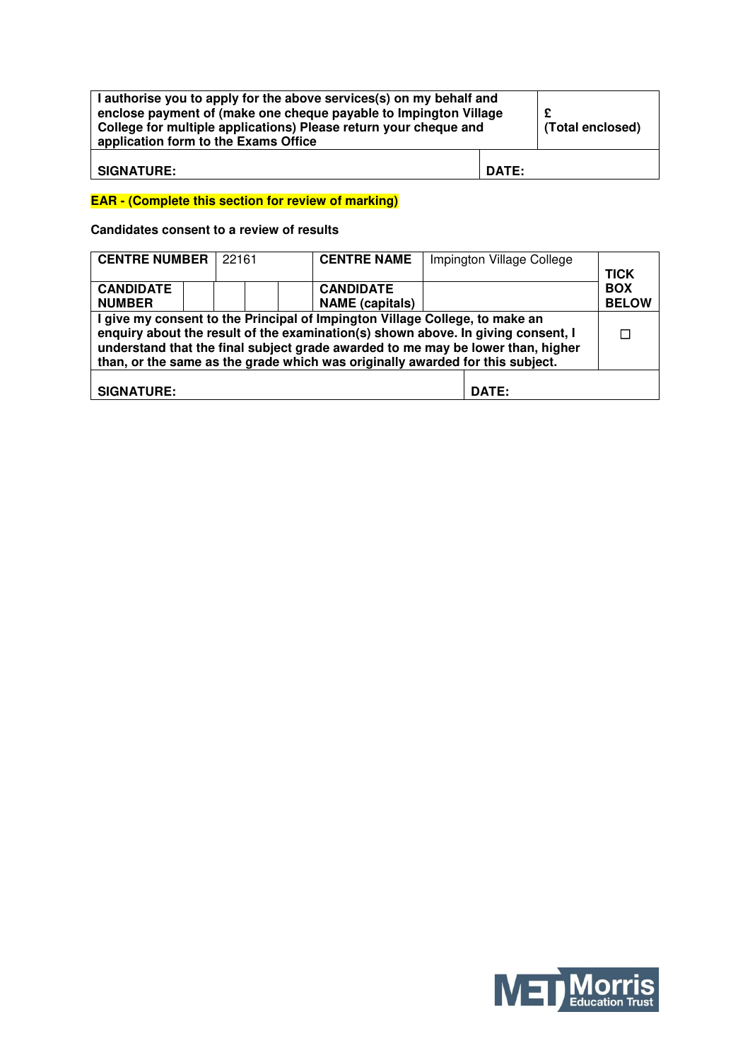| | |
|---|---|
| **I authorise you to apply for the above services(s) on my behalf and enclose payment of (make one cheque payable to Impington Village College for multiple applications) Please return your cheque and application form to the Exams Office** | **£ (Total enclosed)** |
| **SIGNATURE:** | **DATE:** |

**EAR - (Complete this section for review of marking)**

**Candidates consent to a review of results**

| | | | | | | | | |
|---|---|---|---|---|---|---|---|---|
| **CENTRE NUMBER** | 22161 | | | | **CENTRE NAME** | Impington Village College | | **TICK BOX BELOW** |
| **CANDIDATE NUMBER** | | | | | **CANDIDATE NAME (capitals)** | | | |
| **I give my consent to the Principal of Impington Village College, to make an enquiry about the result of the examination(s) shown above. In giving consent, I understand that the final subject grade awarded to me may be lower than, higher than, or the same as the grade which was originally awarded for this subject.** | | | | | | | | ☐ |
| **SIGNATURE:** | | | | | | | **DATE:** | |